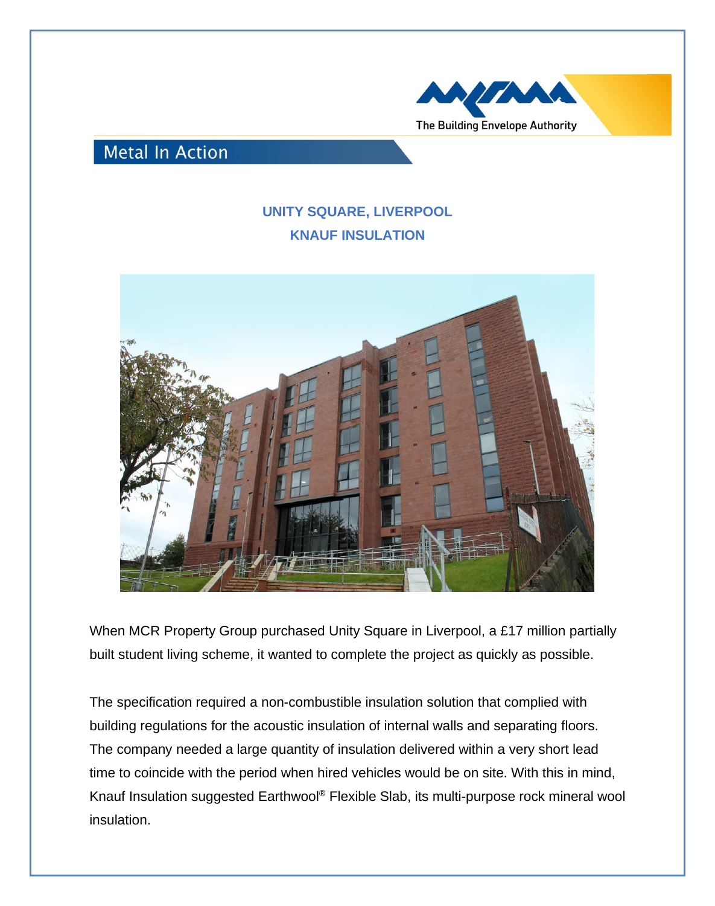Metal In Action

## UNITY SQUARE, LIVERPOOL
## KNAUF INSULATION

When MCR Property Group purchased Unity Square in Liverpool, a £17 million partially built student living scheme, it wanted to complete the project as quickly as possible.

The specification required a non-combustible insulation solution that complied with building regulations for the acoustic insulation of internal walls and separating floors. The company needed a large quantity of insulation delivered within a very short lead time to coincide with the period when hired vehicles would be on site. With this in mind, Knauf Insulation suggested Earthwool® Flexible Slab, its multi-purpose rock mineral wool insulation.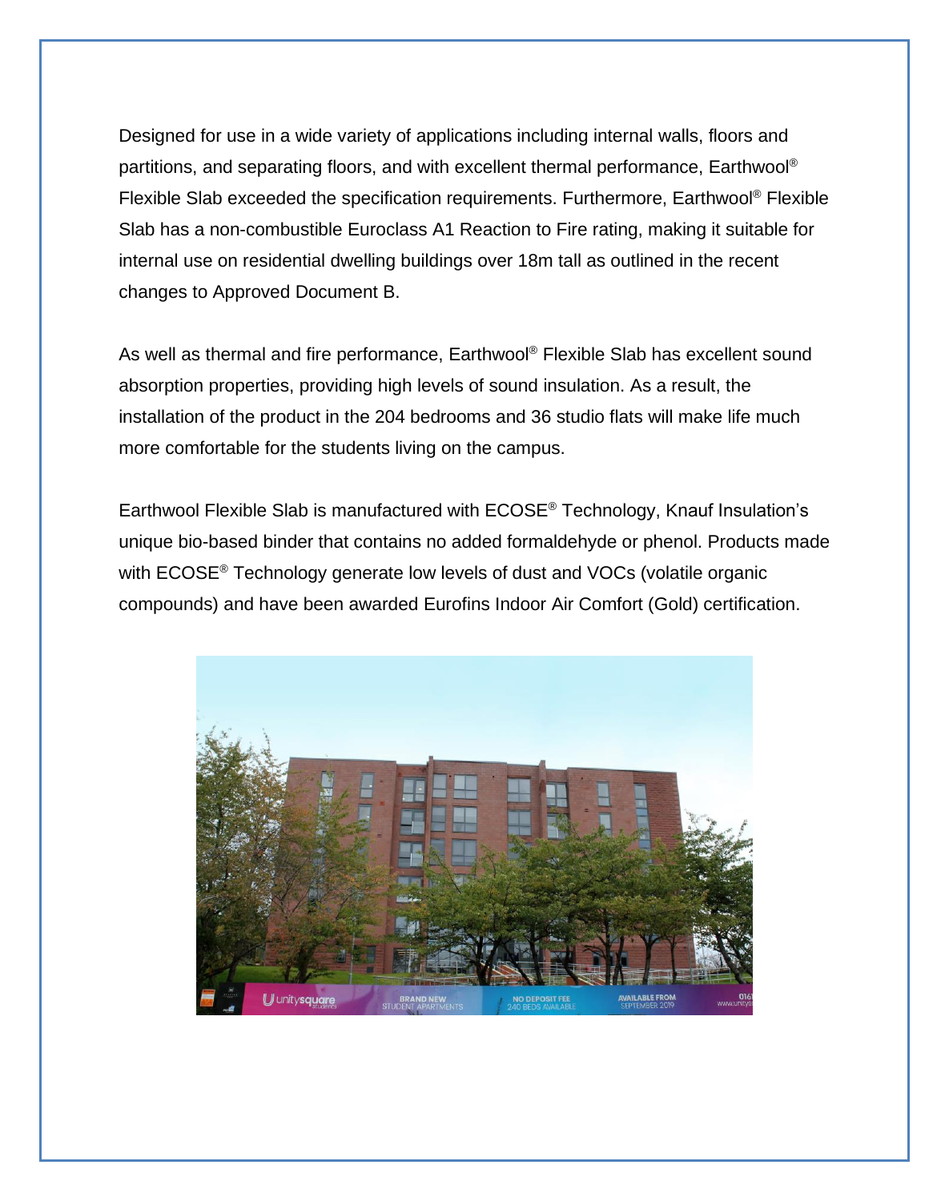Designed for use in a wide variety of applications including internal walls, floors and partitions, and separating floors, and with excellent thermal performance, Earthwool® Flexible Slab exceeded the specification requirements. Furthermore, Earthwool® Flexible Slab has a non-combustible Euroclass A1 Reaction to Fire rating, making it suitable for internal use on residential dwelling buildings over 18m tall as outlined in the recent changes to Approved Document B.

As well as thermal and fire performance, Earthwool® Flexible Slab has excellent sound absorption properties, providing high levels of sound insulation. As a result, the installation of the product in the 204 bedrooms and 36 studio flats will make life much more comfortable for the students living on the campus.

Earthwool Flexible Slab is manufactured with ECOSE® Technology, Knauf Insulation's unique bio-based binder that contains no added formaldehyde or phenol. Products made with ECOSE® Technology generate low levels of dust and VOCs (volatile organic compounds) and have been awarded Eurofins Indoor Air Comfort (Gold) certification.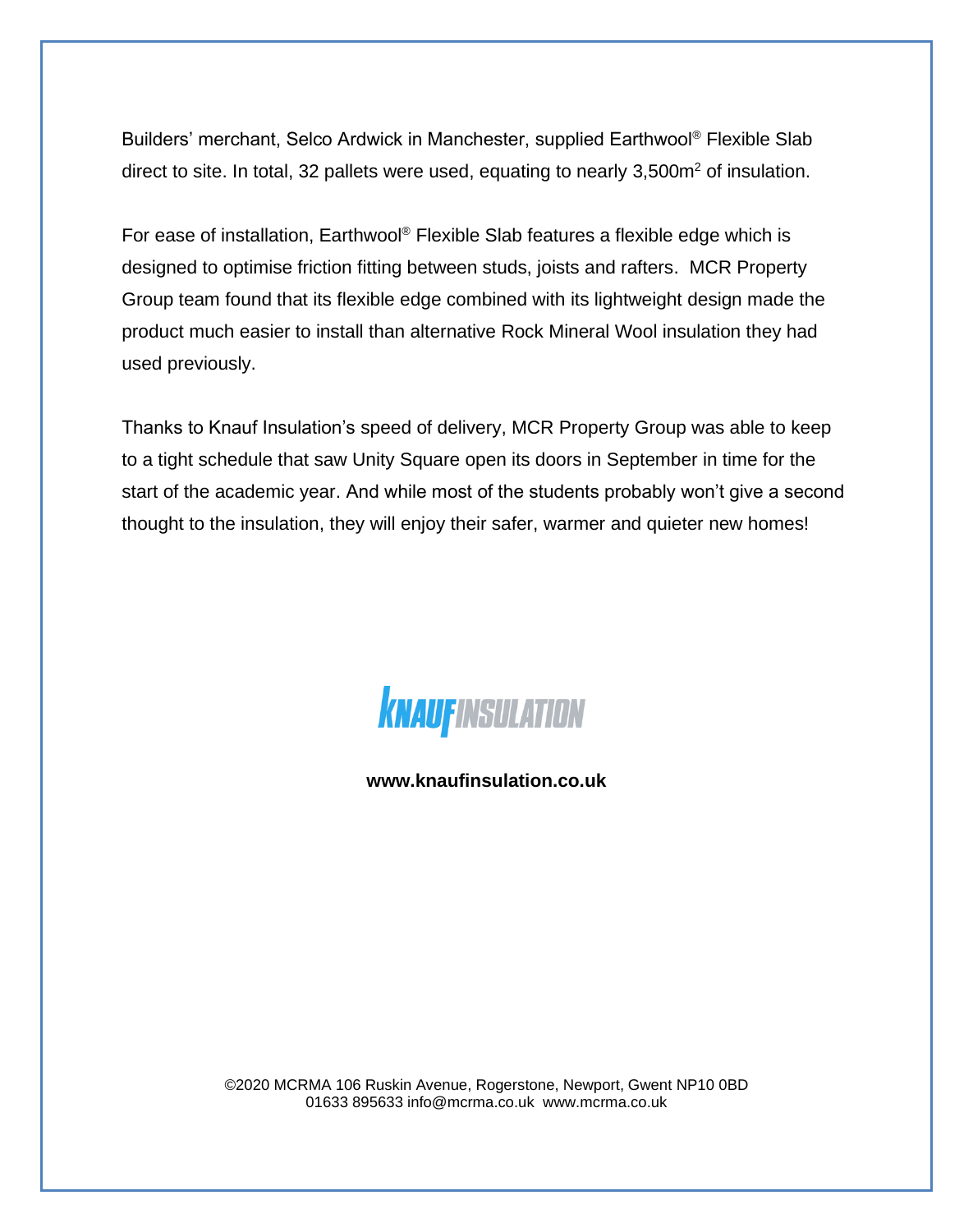Builders' merchant, Selco Ardwick in Manchester, supplied Earthwool® Flexible Slab direct to site. In total, 32 pallets were used, equating to nearly 3,500m$^2$ of insulation.

For ease of installation, Earthwool® Flexible Slab features a flexible edge which is designed to optimise friction fitting between studs, joists and rafters. MCR Property Group team found that its flexible edge combined with its lightweight design made the product much easier to install than alternative Rock Mineral Wool insulation they had used previously.

Thanks to Knauf Insulation's speed of delivery, MCR Property Group was able to keep to a tight schedule that saw Unity Square open its doors in September in time for the start of the academic year. And while most of the students probably won't give a second thought to the insulation, they will enjoy their safer, warmer and quieter new homes!

KNAUF INSULATION

**www.knaufinsulation.co.uk**

©2020 MCRMA 106 Ruskin Avenue, Rogerstone, Newport, Gwent NP10 0BD
01633 895633 info@mcrma.co.uk www.mcrma.co.uk